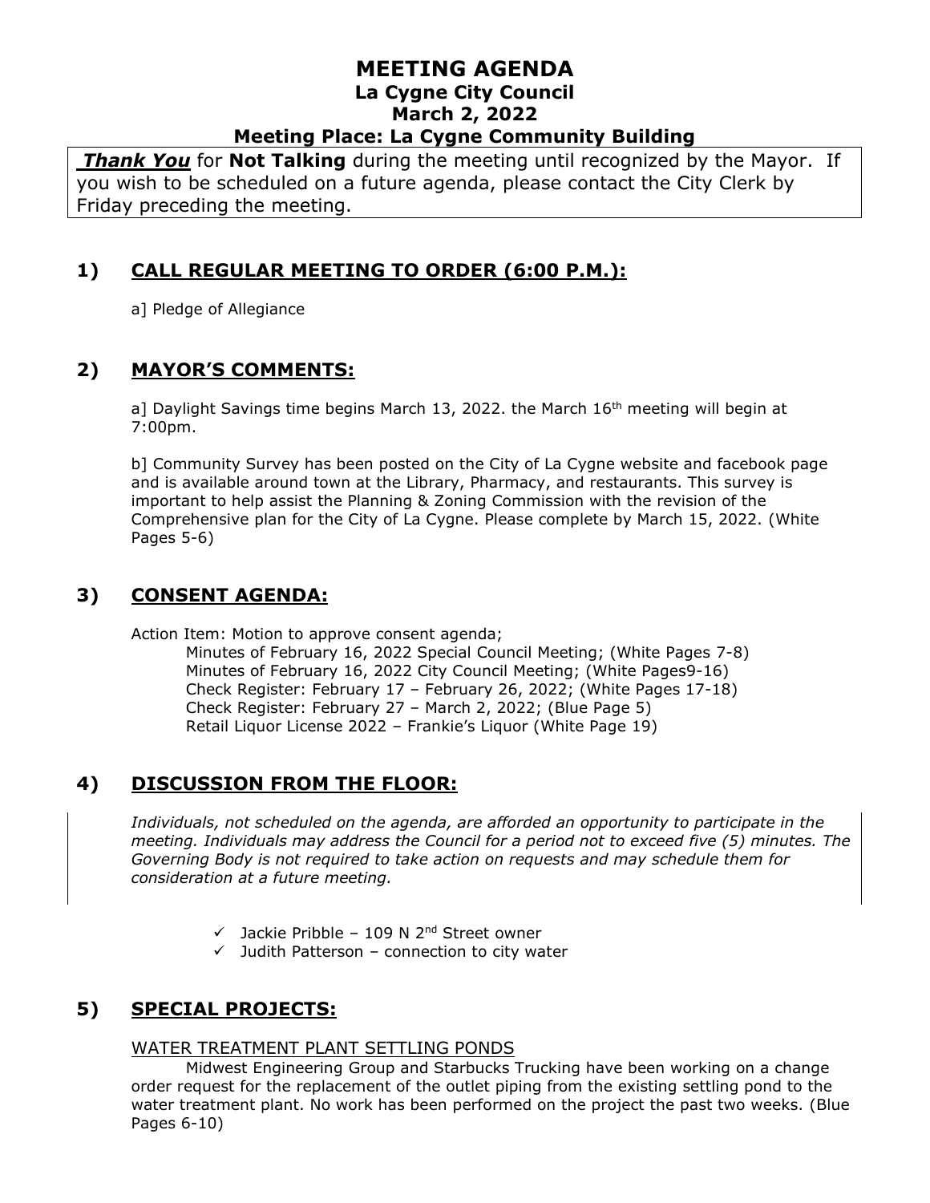# MEETING AGENDA

## La Cygne City Council

## March 2, 2022

## Meeting Place: La Cygne Community Building

***Thank You*** for **Not Talking** during the meeting until recognized by the Mayor. If you wish to be scheduled on a future agenda, please contact the City Clerk by Friday preceding the meeting.

## 1) CALL REGULAR MEETING TO ORDER (6:00 P.M.):

a] Pledge of Allegiance

## 2) MAYOR'S COMMENTS:

a] Daylight Savings time begins March 13, 2022. the March 16th meeting will begin at 7:00pm.

b] Community Survey has been posted on the City of La Cygne website and facebook page and is available around town at the Library, Pharmacy, and restaurants. This survey is important to help assist the Planning & Zoning Commission with the revision of the Comprehensive plan for the City of La Cygne. Please complete by March 15, 2022. (White Pages 5-6)

## 3) CONSENT AGENDA:

Action Item: Motion to approve consent agenda;

- Minutes of February 16, 2022 Special Council Meeting; (White Pages 7-8)
- Minutes of February 16, 2022 City Council Meeting; (White Pages9-16)
- Check Register: February 17 – February 26, 2022; (White Pages 17-18)
- Check Register: February 27 – March 2, 2022; (Blue Page 5)
- Retail Liquor License 2022 – Frankie's Liquor (White Page 19)

## 4) DISCUSSION FROM THE FLOOR:

*Individuals, not scheduled on the agenda, are afforded an opportunity to participate in the meeting. Individuals may address the Council for a period not to exceed five (5) minutes. The Governing Body is not required to take action on requests and may schedule them for consideration at a future meeting.*

- ✓ Jackie Pribble – 109 N 2nd Street owner
- ✓ Judith Patterson – connection to city water

## 5) SPECIAL PROJECTS:

WATER TREATMENT PLANT SETTLING PONDS

Midwest Engineering Group and Starbucks Trucking have been working on a change order request for the replacement of the outlet piping from the existing settling pond to the water treatment plant. No work has been performed on the project the past two weeks. (Blue Pages 6-10)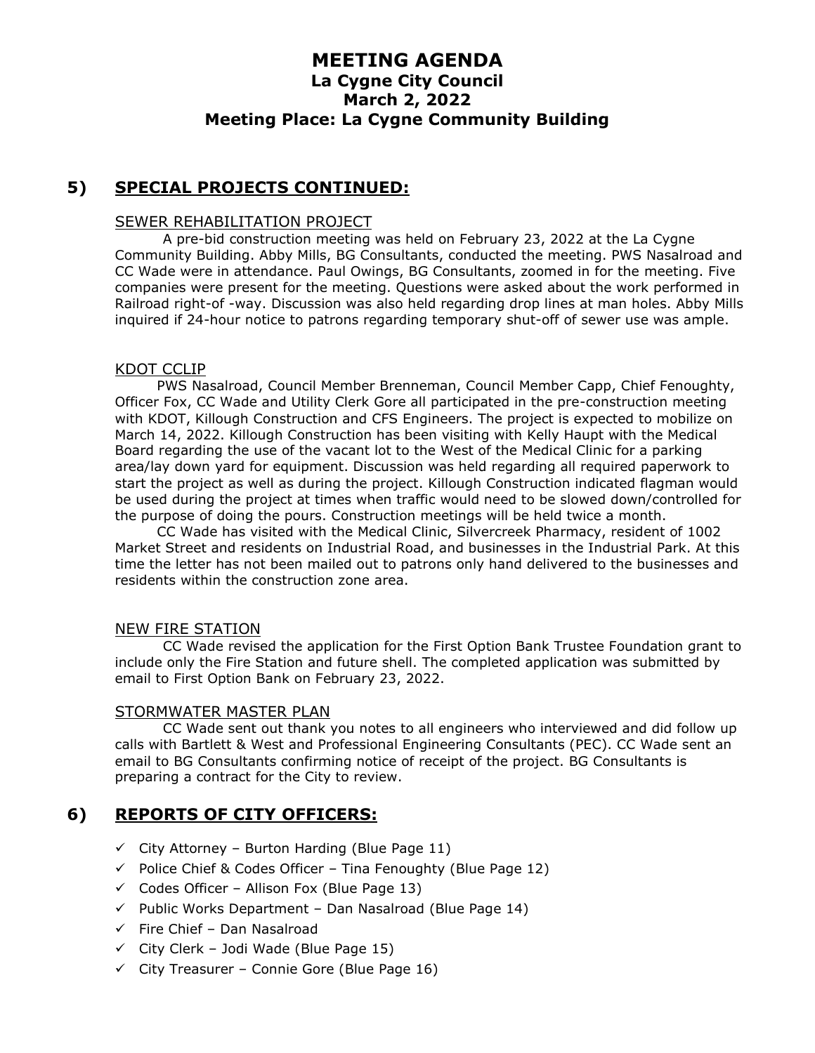# MEETING AGENDA
## La Cygne City Council
## March 2, 2022
## Meeting Place: La Cygne Community Building

## 5) SPECIAL PROJECTS CONTINUED:

### SEWER REHABILITATION PROJECT

A pre-bid construction meeting was held on February 23, 2022 at the La Cygne Community Building. Abby Mills, BG Consultants, conducted the meeting. PWS Nasalroad and CC Wade were in attendance. Paul Owings, BG Consultants, zoomed in for the meeting. Five companies were present for the meeting. Questions were asked about the work performed in Railroad right-of -way. Discussion was also held regarding drop lines at man holes. Abby Mills inquired if 24-hour notice to patrons regarding temporary shut-off of sewer use was ample.

### KDOT CCLIP

PWS Nasalroad, Council Member Brenneman, Council Member Capp, Chief Fenoughty, Officer Fox, CC Wade and Utility Clerk Gore all participated in the pre-construction meeting with KDOT, Killough Construction and CFS Engineers. The project is expected to mobilize on March 14, 2022. Killough Construction has been visiting with Kelly Haupt with the Medical Board regarding the use of the vacant lot to the West of the Medical Clinic for a parking area/lay down yard for equipment. Discussion was held regarding all required paperwork to start the project as well as during the project. Killough Construction indicated flagman would be used during the project at times when traffic would need to be slowed down/controlled for the purpose of doing the pours. Construction meetings will be held twice a month.

CC Wade has visited with the Medical Clinic, Silvercreek Pharmacy, resident of 1002 Market Street and residents on Industrial Road, and businesses in the Industrial Park. At this time the letter has not been mailed out to patrons only hand delivered to the businesses and residents within the construction zone area.

### NEW FIRE STATION

CC Wade revised the application for the First Option Bank Trustee Foundation grant to include only the Fire Station and future shell. The completed application was submitted by email to First Option Bank on February 23, 2022.

### STORMWATER MASTER PLAN

CC Wade sent out thank you notes to all engineers who interviewed and did follow up calls with Bartlett & West and Professional Engineering Consultants (PEC). CC Wade sent an email to BG Consultants confirming notice of receipt of the project. BG Consultants is preparing a contract for the City to review.

## 6) REPORTS OF CITY OFFICERS:

- ✓ City Attorney – Burton Harding (Blue Page 11)
- ✓ Police Chief & Codes Officer – Tina Fenoughty (Blue Page 12)
- ✓ Codes Officer – Allison Fox (Blue Page 13)
- ✓ Public Works Department – Dan Nasalroad (Blue Page 14)
- ✓ Fire Chief – Dan Nasalroad
- ✓ City Clerk – Jodi Wade (Blue Page 15)
- ✓ City Treasurer – Connie Gore (Blue Page 16)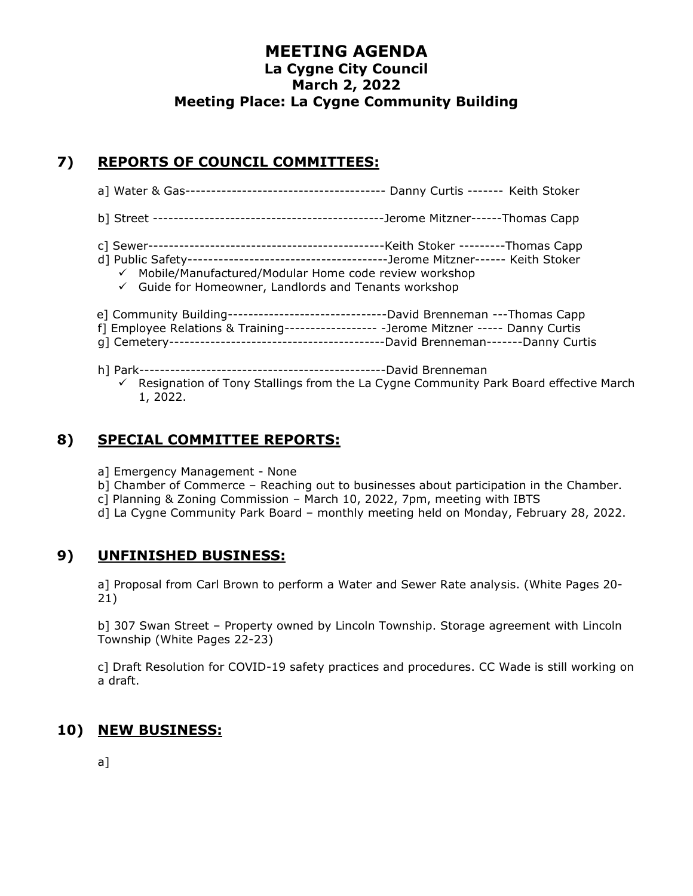# MEETING AGENDA
## La Cygne City Council
## March 2, 2022
## Meeting Place: La Cygne Community Building

## 7) REPORTS OF COUNCIL COMMITTEES:

a] Water & Gas--------------------------------------- Danny Curtis ------- Keith Stoker

b] Street --------------------------------------------Jerome Mitzner------Thomas Capp

c] Sewer----------------------------------------------Keith Stoker ---------Thomas Capp

d] Public Safety---------------------------------------Jerome Mitzner------ Keith Stoker

- ✓ Mobile/Manufactured/Modular Home code review workshop
- ✓ Guide for Homeowner, Landlords and Tenants workshop

e] Community Building-------------------------------David Brenneman ---Thomas Capp

f] Employee Relations & Training------------------ -Jerome Mitzner ----- Danny Curtis

g] Cemetery------------------------------------------David Brenneman-------Danny Curtis

h] Park------------------------------------------------David Brenneman

- ✓ Resignation of Tony Stallings from the La Cygne Community Park Board effective March 1, 2022.

## 8) SPECIAL COMMITTEE REPORTS:

a] Emergency Management - None

b] Chamber of Commerce – Reaching out to businesses about participation in the Chamber.

c] Planning & Zoning Commission – March 10, 2022, 7pm, meeting with IBTS

d] La Cygne Community Park Board – monthly meeting held on Monday, February 28, 2022.

## 9) UNFINISHED BUSINESS:

a] Proposal from Carl Brown to perform a Water and Sewer Rate analysis. (White Pages 20-21)

b] 307 Swan Street – Property owned by Lincoln Township. Storage agreement with Lincoln Township (White Pages 22-23)

c] Draft Resolution for COVID-19 safety practices and procedures. CC Wade is still working on a draft.

## 10) NEW BUSINESS:

a]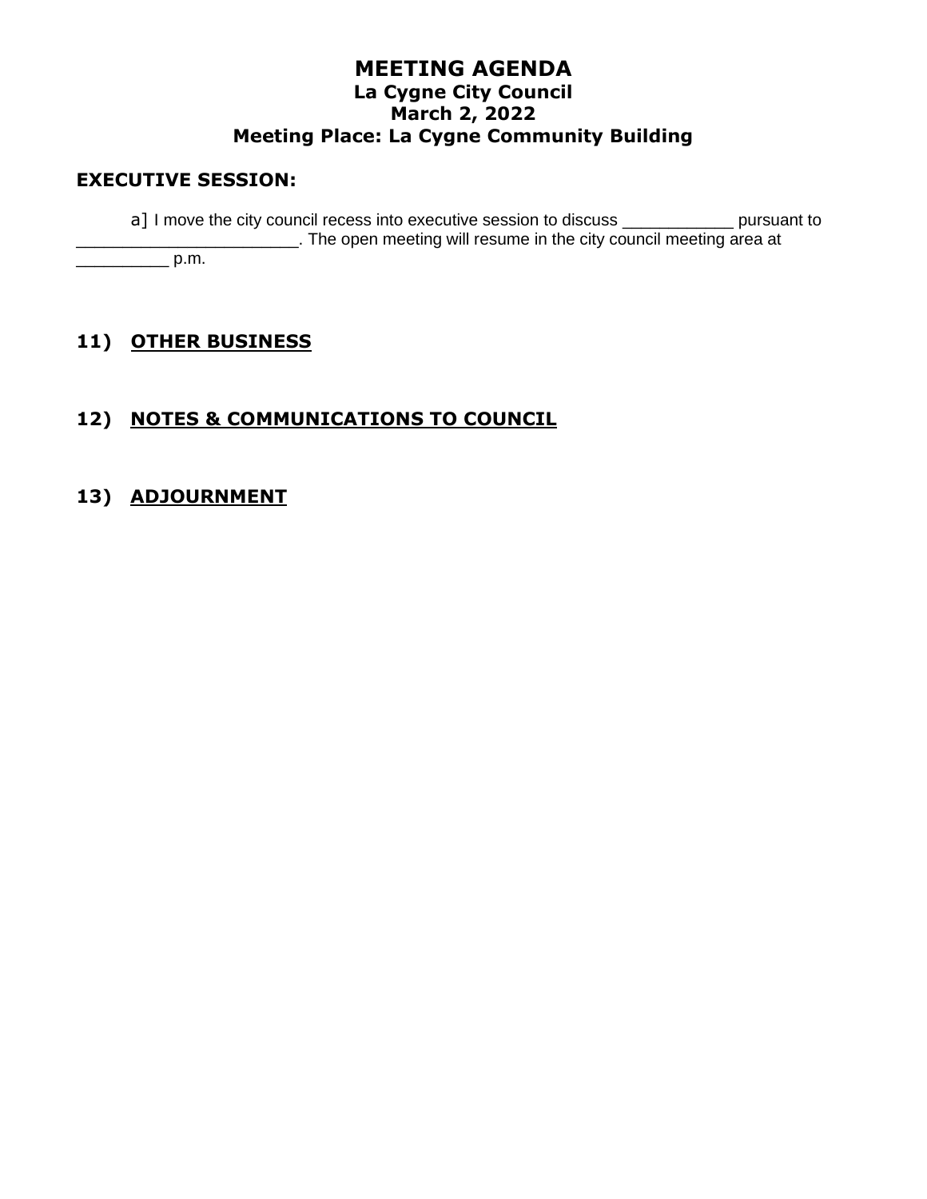# MEETING AGENDA
## La Cygne City Council
## March 2, 2022
## Meeting Place: La Cygne Community Building

### EXECUTIVE SESSION:

a] I move the city council recess into executive session to discuss ____________ pursuant to ________________________. The open meeting will resume in the city council meeting area at __________ p.m.

### 11) OTHER BUSINESS

### 12) NOTES & COMMUNICATIONS TO COUNCIL

### 13) ADJOURNMENT